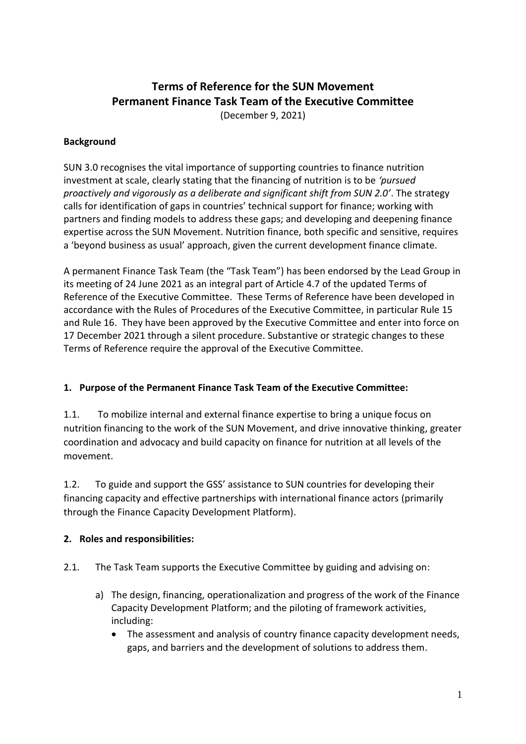# Terms of Reference for the SUN Movement Permanent Finance Task Team of the Executive Committee

(December 9, 2021)

**Background**

SUN 3.0 recognises the vital importance of supporting countries to finance nutrition investment at scale, clearly stating that the financing of nutrition is to be *'pursued proactively and vigorously as a deliberate and significant shift from SUN 2.0'*. The strategy calls for identification of gaps in countries' technical support for finance; working with partners and finding models to address these gaps; and developing and deepening finance expertise across the SUN Movement. Nutrition finance, both specific and sensitive, requires a 'beyond business as usual' approach, given the current development finance climate.

A permanent Finance Task Team (the "Task Team") has been endorsed by the Lead Group in its meeting of 24 June 2021 as an integral part of Article 4.7 of the updated Terms of Reference of the Executive Committee. These Terms of Reference have been developed in accordance with the Rules of Procedures of the Executive Committee, in particular Rule 15 and Rule 16. They have been approved by the Executive Committee and enter into force on 17 December 2021 through a silent procedure. Substantive or strategic changes to these Terms of Reference require the approval of the Executive Committee.

## 1. Purpose of the Permanent Finance Task Team of the Executive Committee:

1.1. To mobilize internal and external finance expertise to bring a unique focus on nutrition financing to the work of the SUN Movement, and drive innovative thinking, greater coordination and advocacy and build capacity on finance for nutrition at all levels of the movement.

1.2. To guide and support the GSS' assistance to SUN countries for developing their financing capacity and effective partnerships with international finance actors (primarily through the Finance Capacity Development Platform).

## 2. Roles and responsibilities:

2.1. The Task Team supports the Executive Committee by guiding and advising on:

a) The design, financing, operationalization and progress of the work of the Finance Capacity Development Platform; and the piloting of framework activities, including:
   - The assessment and analysis of country finance capacity development needs, gaps, and barriers and the development of solutions to address them.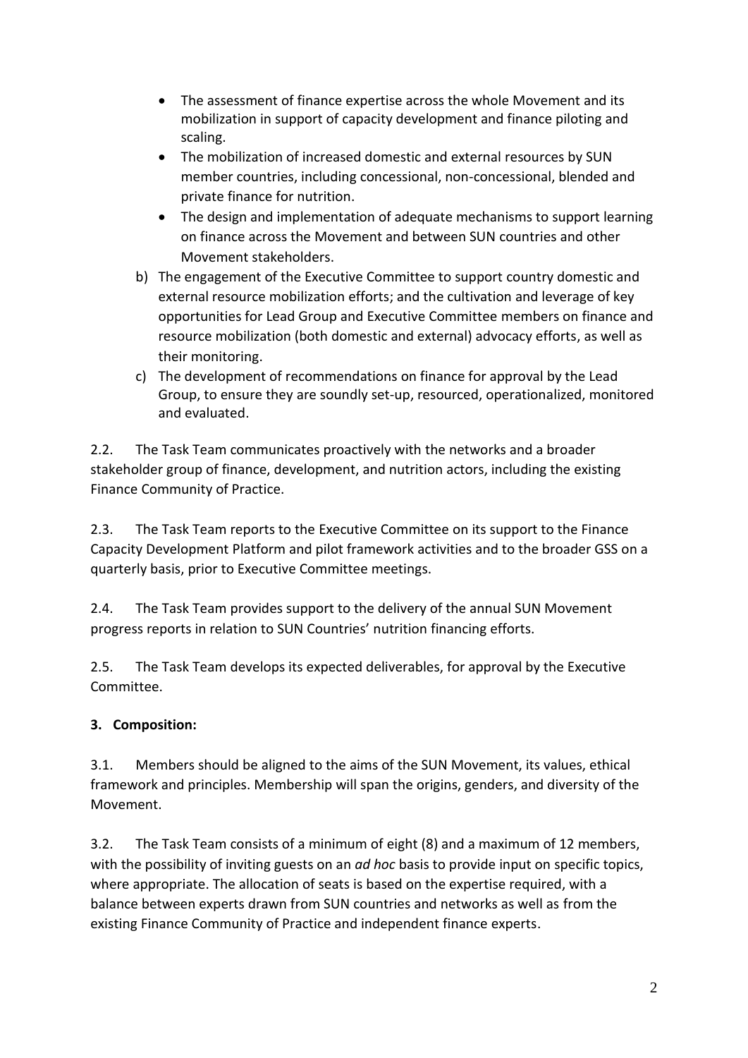- The assessment of finance expertise across the whole Movement and its mobilization in support of capacity development and finance piloting and scaling.
- The mobilization of increased domestic and external resources by SUN member countries, including concessional, non-concessional, blended and private finance for nutrition.
- The design and implementation of adequate mechanisms to support learning on finance across the Movement and between SUN countries and other Movement stakeholders.

b) The engagement of the Executive Committee to support country domestic and external resource mobilization efforts; and the cultivation and leverage of key opportunities for Lead Group and Executive Committee members on finance and resource mobilization (both domestic and external) advocacy efforts, as well as their monitoring.

c) The development of recommendations on finance for approval by the Lead Group, to ensure they are soundly set-up, resourced, operationalized, monitored and evaluated.

2.2. The Task Team communicates proactively with the networks and a broader stakeholder group of finance, development, and nutrition actors, including the existing Finance Community of Practice.

2.3. The Task Team reports to the Executive Committee on its support to the Finance Capacity Development Platform and pilot framework activities and to the broader GSS on a quarterly basis, prior to Executive Committee meetings.

2.4. The Task Team provides support to the delivery of the annual SUN Movement progress reports in relation to SUN Countries' nutrition financing efforts.

2.5. The Task Team develops its expected deliverables, for approval by the Executive Committee.

**3. Composition:**

3.1. Members should be aligned to the aims of the SUN Movement, its values, ethical framework and principles. Membership will span the origins, genders, and diversity of the Movement.

3.2. The Task Team consists of a minimum of eight (8) and a maximum of 12 members, with the possibility of inviting guests on an *ad hoc* basis to provide input on specific topics, where appropriate. The allocation of seats is based on the expertise required, with a balance between experts drawn from SUN countries and networks as well as from the existing Finance Community of Practice and independent finance experts.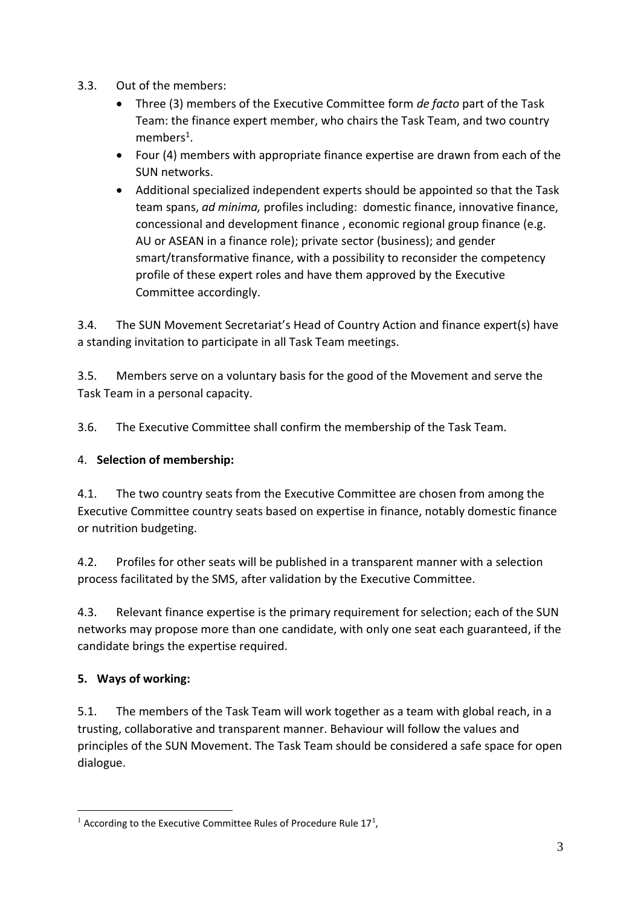3.3. Out of the members:

- Three (3) members of the Executive Committee form *de facto* part of the Task Team: the finance expert member, who chairs the Task Team, and two country members[1].
- Four (4) members with appropriate finance expertise are drawn from each of the SUN networks.
- Additional specialized independent experts should be appointed so that the Task team spans, *ad minima,* profiles including: domestic finance, innovative finance, concessional and development finance , economic regional group finance (e.g. AU or ASEAN in a finance role); private sector (business); and gender smart/transformative finance, with a possibility to reconsider the competency profile of these expert roles and have them approved by the Executive Committee accordingly.

3.4. The SUN Movement Secretariat's Head of Country Action and finance expert(s) have a standing invitation to participate in all Task Team meetings.

3.5. Members serve on a voluntary basis for the good of the Movement and serve the Task Team in a personal capacity.

3.6. The Executive Committee shall confirm the membership of the Task Team.

4. **Selection of membership:**

4.1. The two country seats from the Executive Committee are chosen from among the Executive Committee country seats based on expertise in finance, notably domestic finance or nutrition budgeting.

4.2. Profiles for other seats will be published in a transparent manner with a selection process facilitated by the SMS, after validation by the Executive Committee.

4.3. Relevant finance expertise is the primary requirement for selection; each of the SUN networks may propose more than one candidate, with only one seat each guaranteed, if the candidate brings the expertise required.

**5. Ways of working:**

5.1. The members of the Task Team will work together as a team with global reach, in a trusting, collaborative and transparent manner. Behaviour will follow the values and principles of the SUN Movement. The Task Team should be considered a safe space for open dialogue.

[1] According to the Executive Committee Rules of Procedure Rule 17[1],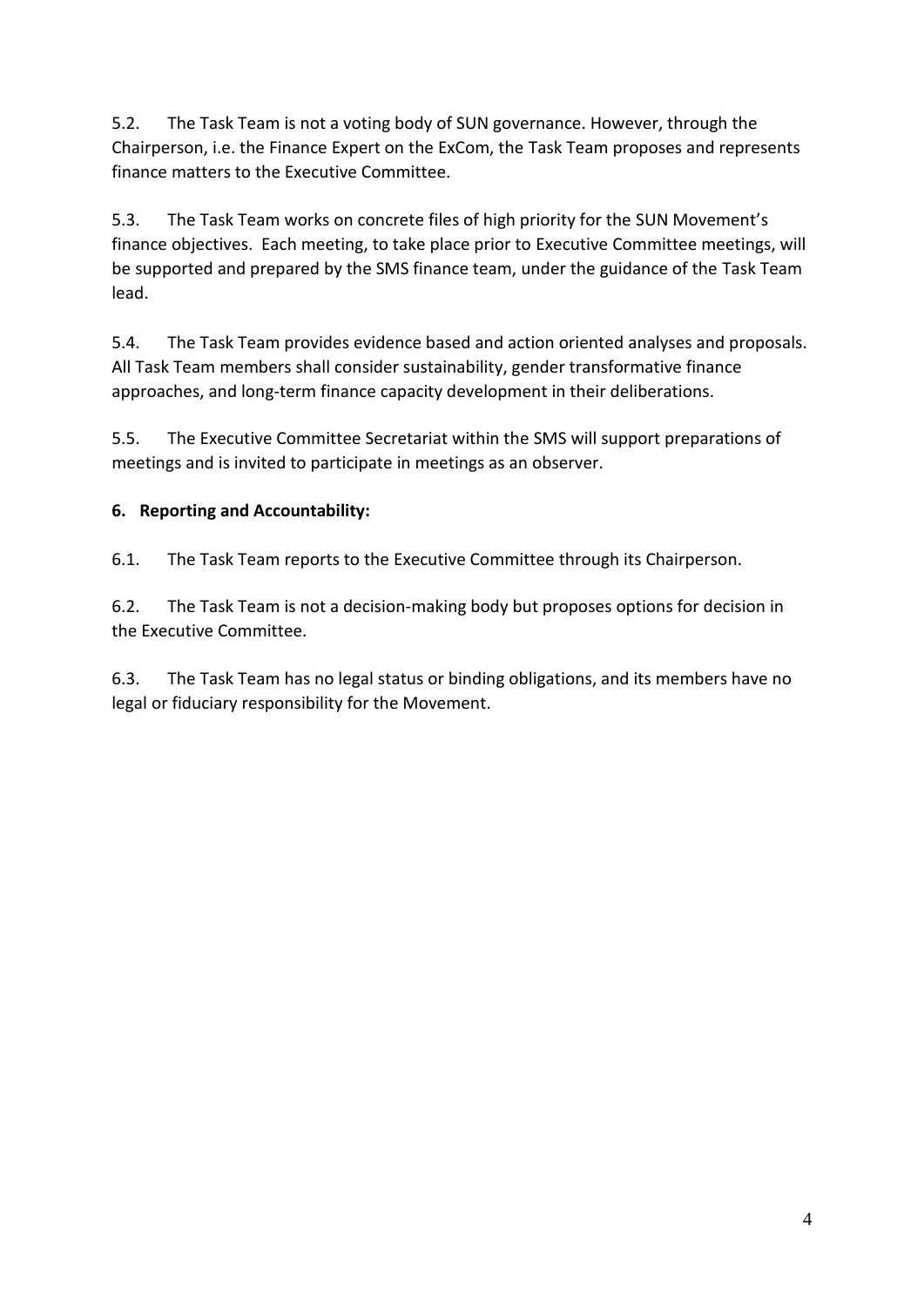5.2. The Task Team is not a voting body of SUN governance. However, through the Chairperson, i.e. the Finance Expert on the ExCom, the Task Team proposes and represents finance matters to the Executive Committee.

5.3. The Task Team works on concrete files of high priority for the SUN Movement's finance objectives. Each meeting, to take place prior to Executive Committee meetings, will be supported and prepared by the SMS finance team, under the guidance of the Task Team lead.

5.4. The Task Team provides evidence based and action oriented analyses and proposals. All Task Team members shall consider sustainability, gender transformative finance approaches, and long-term finance capacity development in their deliberations.

5.5. The Executive Committee Secretariat within the SMS will support preparations of meetings and is invited to participate in meetings as an observer.

**6. Reporting and Accountability:**

6.1. The Task Team reports to the Executive Committee through its Chairperson.

6.2. The Task Team is not a decision-making body but proposes options for decision in the Executive Committee.

6.3. The Task Team has no legal status or binding obligations, and its members have no legal or fiduciary responsibility for the Movement.